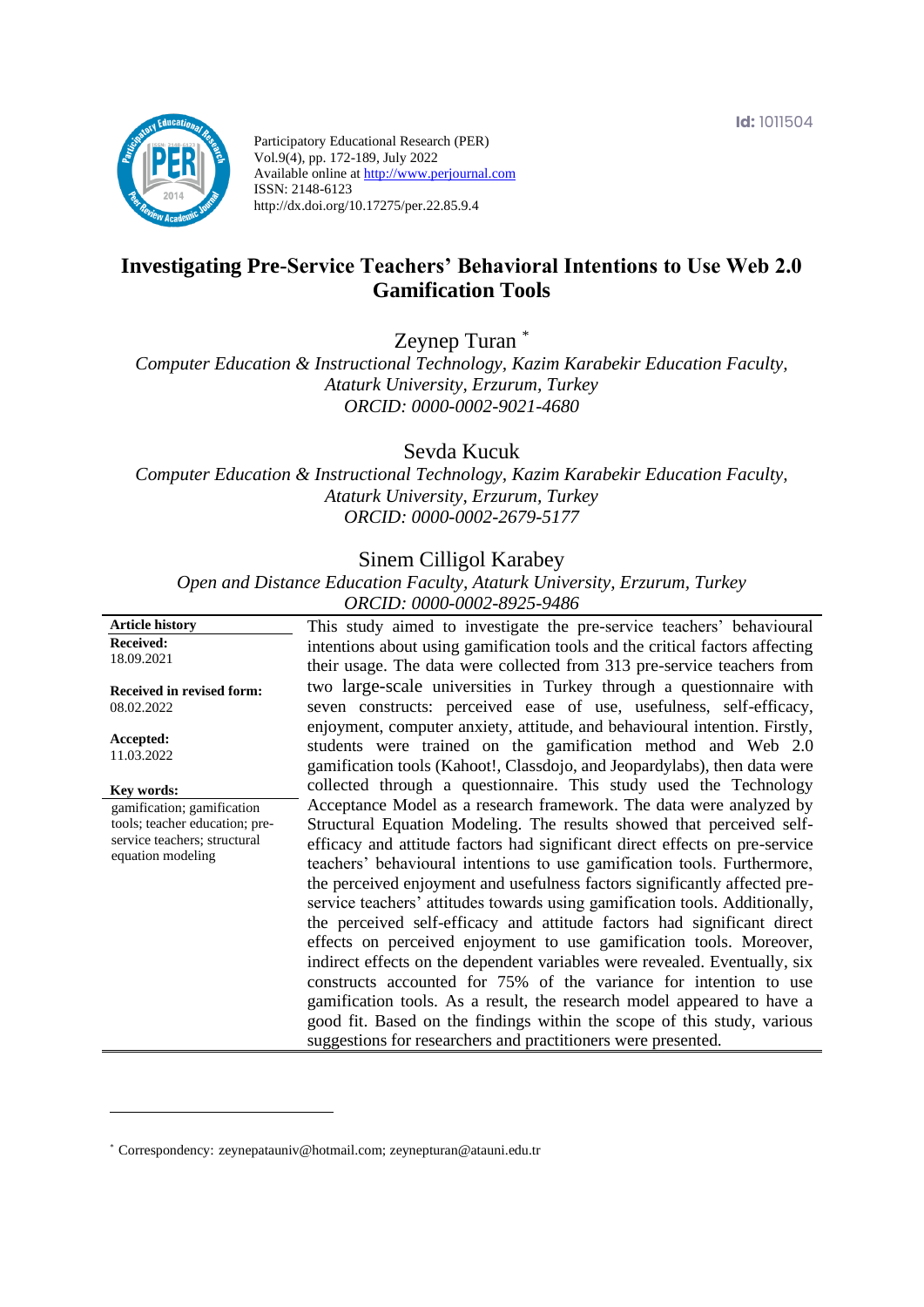Participatory Educational Research (PER)
Vol.9(4), pp. 172-189, July 2022
Available online at http://www.perjournal.com
ISSN: 2148-6123
http://dx.doi.org/10.17275/per.22.85.9.4

# Investigating Pre-Service Teachers' Behavioral Intentions to Use Web 2.0 Gamification Tools

Zeynep Turan [*]

*Computer Education & Instructional Technology, Kazim Karabekir Education Faculty, Ataturk University, Erzurum, Turkey*
*ORCID: 0000-0002-9021-4680*

Sevda Kucuk

*Computer Education & Instructional Technology, Kazim Karabekir Education Faculty, Ataturk University, Erzurum, Turkey*
*ORCID: 0000-0002-2679-5177*

Sinem Cilligol Karabey

*Open and Distance Education Faculty, Ataturk University, Erzurum, Turkey*
*ORCID: 0000-0002-8925-9486*

**Article history**
**Received:** 18.09.2021
**Received in revised form:** 08.02.2022
**Accepted:** 11.03.2022

**Key words:**
gamification; gamification tools; teacher education; pre-service teachers; structural equation modeling

This study aimed to investigate the pre-service teachers' behavioural intentions about using gamification tools and the critical factors affecting their usage. The data were collected from 313 pre-service teachers from two large-scale universities in Turkey through a questionnaire with seven constructs: perceived ease of use, usefulness, self-efficacy, enjoyment, computer anxiety, attitude, and behavioural intention. Firstly, students were trained on the gamification method and Web 2.0 gamification tools (Kahoot!, Classdojo, and Jeopardylabs), then data were collected through a questionnaire. This study used the Technology Acceptance Model as a research framework. The data were analyzed by Structural Equation Modeling. The results showed that perceived self-efficacy and attitude factors had significant direct effects on pre-service teachers' behavioural intentions to use gamification tools. Furthermore, the perceived enjoyment and usefulness factors significantly affected pre-service teachers' attitudes towards using gamification tools. Additionally, the perceived self-efficacy and attitude factors had significant direct effects on perceived enjoyment to use gamification tools. Moreover, indirect effects on the dependent variables were revealed. Eventually, six constructs accounted for 75% of the variance for intention to use gamification tools. As a result, the research model appeared to have a good fit. Based on the findings within the scope of this study, various suggestions for researchers and practitioners were presented.

[*] Correspondency: zeynepatauniv@hotmail.com; zeynepturan@atauni.edu.tr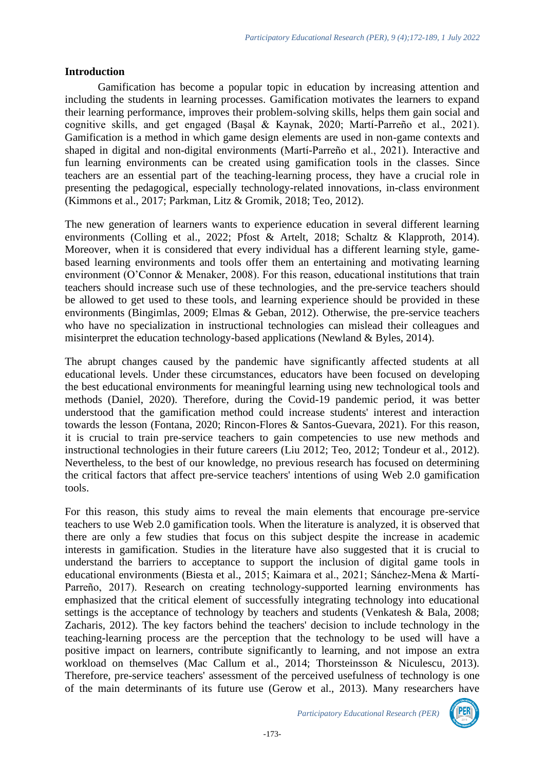## Introduction

Gamification has become a popular topic in education by increasing attention and including the students in learning processes. Gamification motivates the learners to expand their learning performance, improves their problem-solving skills, helps them gain social and cognitive skills, and get engaged (Başal & Kaynak, 2020; Martí-Parreño et al., 2021). Gamification is a method in which game design elements are used in non-game contexts and shaped in digital and non-digital environments (Martí-Parreño et al., 2021). Interactive and fun learning environments can be created using gamification tools in the classes. Since teachers are an essential part of the teaching-learning process, they have a crucial role in presenting the pedagogical, especially technology-related innovations, in-class environment (Kimmons et al., 2017; Parkman, Litz & Gromik, 2018; Teo, 2012).

The new generation of learners wants to experience education in several different learning environments (Colling et al., 2022; Pfost & Artelt, 2018; Schaltz & Klapproth, 2014). Moreover, when it is considered that every individual has a different learning style, game-based learning environments and tools offer them an entertaining and motivating learning environment (O'Connor & Menaker, 2008). For this reason, educational institutions that train teachers should increase such use of these technologies, and the pre-service teachers should be allowed to get used to these tools, and learning experience should be provided in these environments (Bingimlas, 2009; Elmas & Geban, 2012). Otherwise, the pre-service teachers who have no specialization in instructional technologies can mislead their colleagues and misinterpret the education technology-based applications (Newland & Byles, 2014).

The abrupt changes caused by the pandemic have significantly affected students at all educational levels. Under these circumstances, educators have been focused on developing the best educational environments for meaningful learning using new technological tools and methods (Daniel, 2020). Therefore, during the Covid-19 pandemic period, it was better understood that the gamification method could increase students' interest and interaction towards the lesson (Fontana, 2020; Rincon-Flores & Santos-Guevara, 2021). For this reason, it is crucial to train pre-service teachers to gain competencies to use new methods and instructional technologies in their future careers (Liu 2012; Teo, 2012; Tondeur et al., 2012). Nevertheless, to the best of our knowledge, no previous research has focused on determining the critical factors that affect pre-service teachers' intentions of using Web 2.0 gamification tools.

For this reason, this study aims to reveal the main elements that encourage pre-service teachers to use Web 2.0 gamification tools. When the literature is analyzed, it is observed that there are only a few studies that focus on this subject despite the increase in academic interests in gamification. Studies in the literature have also suggested that it is crucial to understand the barriers to acceptance to support the inclusion of digital game tools in educational environments (Biesta et al., 2015; Kaimara et al., 2021; Sánchez-Mena & Martí-Parreño, 2017). Research on creating technology-supported learning environments has emphasized that the critical element of successfully integrating technology into educational settings is the acceptance of technology by teachers and students (Venkatesh & Bala, 2008; Zacharis, 2012). The key factors behind the teachers' decision to include technology in the teaching-learning process are the perception that the technology to be used will have a positive impact on learners, contribute significantly to learning, and not impose an extra workload on themselves (Mac Callum et al., 2014; Thorsteinsson & Niculescu, 2013). Therefore, pre-service teachers' assessment of the perceived usefulness of technology is one of the main determinants of its future use (Gerow et al., 2013). Many researchers have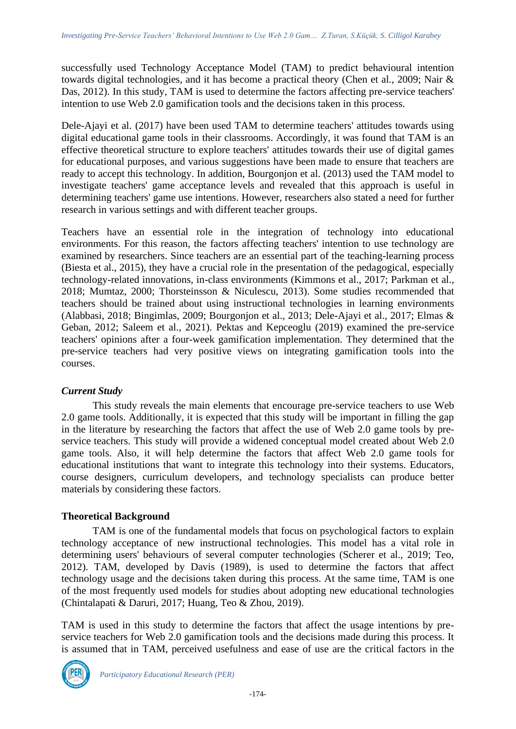successfully used Technology Acceptance Model (TAM) to predict behavioural intention towards digital technologies, and it has become a practical theory (Chen et al., 2009; Nair & Das, 2012). In this study, TAM is used to determine the factors affecting pre-service teachers' intention to use Web 2.0 gamification tools and the decisions taken in this process.

Dele-Ajayi et al. (2017) have been used TAM to determine teachers' attitudes towards using digital educational game tools in their classrooms. Accordingly, it was found that TAM is an effective theoretical structure to explore teachers' attitudes towards their use of digital games for educational purposes, and various suggestions have been made to ensure that teachers are ready to accept this technology. In addition, Bourgonjon et al. (2013) used the TAM model to investigate teachers' game acceptance levels and revealed that this approach is useful in determining teachers' game use intentions. However, researchers also stated a need for further research in various settings and with different teacher groups.

Teachers have an essential role in the integration of technology into educational environments. For this reason, the factors affecting teachers' intention to use technology are examined by researchers. Since teachers are an essential part of the teaching-learning process (Biesta et al., 2015), they have a crucial role in the presentation of the pedagogical, especially technology-related innovations, in-class environments (Kimmons et al., 2017; Parkman et al., 2018; Mumtaz, 2000; Thorsteinsson & Niculescu, 2013). Some studies recommended that teachers should be trained about using instructional technologies in learning environments (Alabbasi, 2018; Bingimlas, 2009; Bourgonjon et al., 2013; Dele-Ajayi et al., 2017; Elmas & Geban, 2012; Saleem et al., 2021). Pektas and Kepceoglu (2019) examined the pre-service teachers' opinions after a four-week gamification implementation. They determined that the pre-service teachers had very positive views on integrating gamification tools into the courses.

### *Current Study*

This study reveals the main elements that encourage pre-service teachers to use Web 2.0 game tools. Additionally, it is expected that this study will be important in filling the gap in the literature by researching the factors that affect the use of Web 2.0 game tools by pre-service teachers. This study will provide a widened conceptual model created about Web 2.0 game tools. Also, it will help determine the factors that affect Web 2.0 game tools for educational institutions that want to integrate this technology into their systems. Educators, course designers, curriculum developers, and technology specialists can produce better materials by considering these factors.

## Theoretical Background

TAM is one of the fundamental models that focus on psychological factors to explain technology acceptance of new instructional technologies. This model has a vital role in determining users' behaviours of several computer technologies (Scherer et al., 2019; Teo, 2012). TAM, developed by Davis (1989), is used to determine the factors that affect technology usage and the decisions taken during this process. At the same time, TAM is one of the most frequently used models for studies about adopting new educational technologies (Chintalapati & Daruri, 2017; Huang, Teo & Zhou, 2019).

TAM is used in this study to determine the factors that affect the usage intentions by pre-service teachers for Web 2.0 gamification tools and the decisions made during this process. It is assumed that in TAM, perceived usefulness and ease of use are the critical factors in the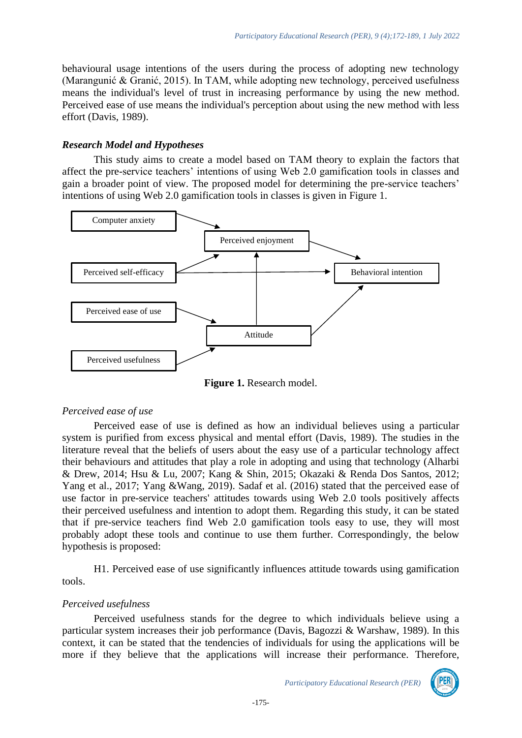behavioural usage intentions of the users during the process of adopting new technology (Marangunić & Granić, 2015). In TAM, while adopting new technology, perceived usefulness means the individual's level of trust in increasing performance by using the new method. Perceived ease of use means the individual's perception about using the new method with less effort (Davis, 1989).

### *Research Model and Hypotheses*

This study aims to create a model based on TAM theory to explain the factors that affect the pre-service teachers' intentions of using Web 2.0 gamification tools in classes and gain a broader point of view. The proposed model for determining the pre-service teachers' intentions of using Web 2.0 gamification tools in classes is given in Figure 1.

Computer anxiety

Perceived enjoyment

Perceived self-efficacy

Behavioral intention

Perceived ease of use

Attitude

Perceived usefulness

**Figure 1.** Research model.

#### *Perceived ease of use*

Perceived ease of use is defined as how an individual believes using a particular system is purified from excess physical and mental effort (Davis, 1989). The studies in the literature reveal that the beliefs of users about the easy use of a particular technology affect their behaviours and attitudes that play a role in adopting and using that technology (Alharbi & Drew, 2014; Hsu & Lu, 2007; Kang & Shin, 2015; Okazaki & Renda Dos Santos, 2012; Yang et al., 2017; Yang &Wang, 2019). Sadaf et al. (2016) stated that the perceived ease of use factor in pre-service teachers' attitudes towards using Web 2.0 tools positively affects their perceived usefulness and intention to adopt them. Regarding this study, it can be stated that if pre-service teachers find Web 2.0 gamification tools easy to use, they will most probably adopt these tools and continue to use them further. Correspondingly, the below hypothesis is proposed:

H1. Perceived ease of use significantly influences attitude towards using gamification tools.

#### *Perceived usefulness*

Perceived usefulness stands for the degree to which individuals believe using a particular system increases their job performance (Davis, Bagozzi & Warshaw, 1989). In this context, it can be stated that the tendencies of individuals for using the applications will be more if they believe that the applications will increase their performance. Therefore,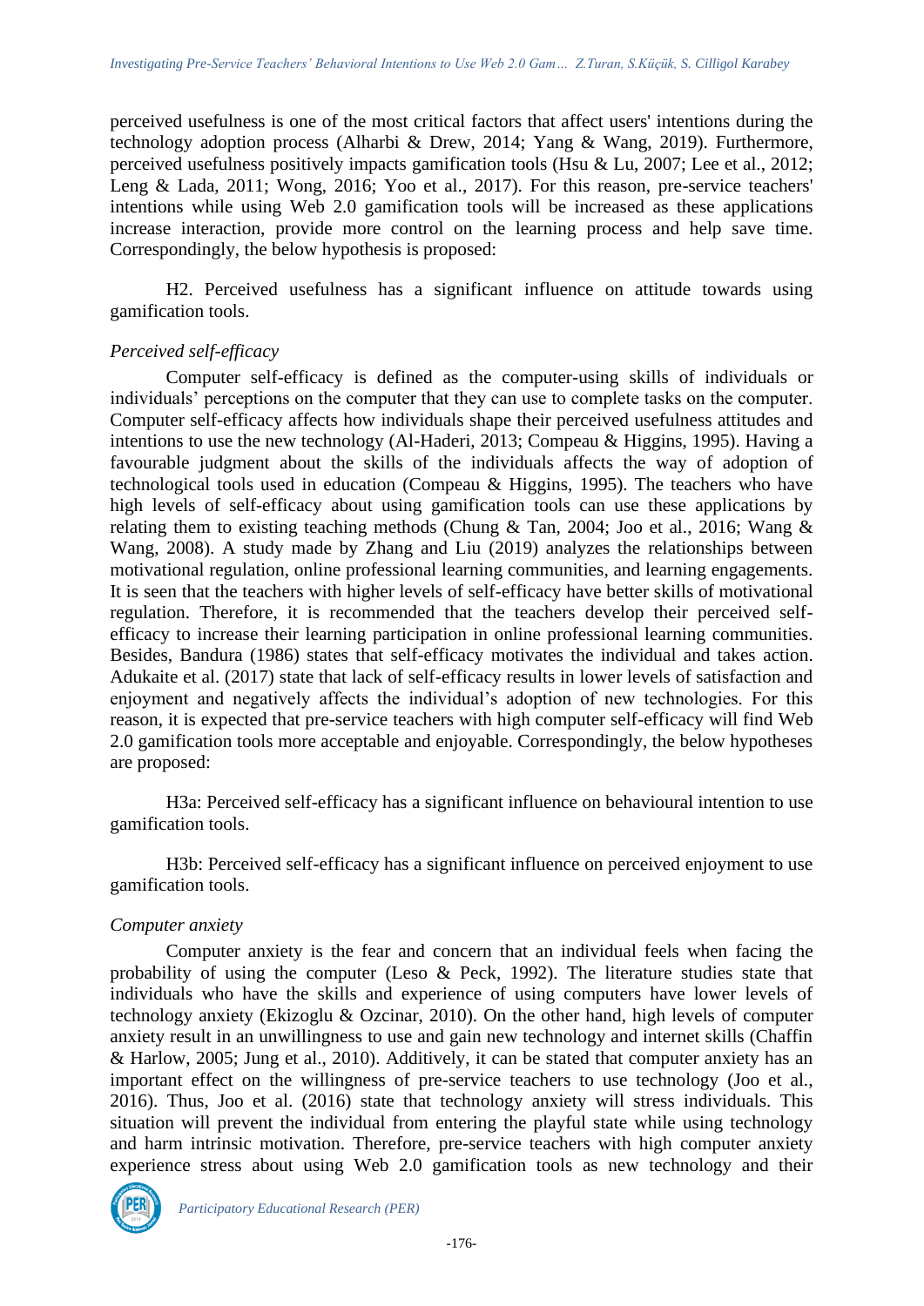perceived usefulness is one of the most critical factors that affect users' intentions during the technology adoption process (Alharbi & Drew, 2014; Yang & Wang, 2019). Furthermore, perceived usefulness positively impacts gamification tools (Hsu & Lu, 2007; Lee et al., 2012; Leng & Lada, 2011; Wong, 2016; Yoo et al., 2017). For this reason, pre-service teachers' intentions while using Web 2.0 gamification tools will be increased as these applications increase interaction, provide more control on the learning process and help save time. Correspondingly, the below hypothesis is proposed:

H2. Perceived usefulness has a significant influence on attitude towards using gamification tools.

*Perceived self-efficacy*

Computer self-efficacy is defined as the computer-using skills of individuals or individuals' perceptions on the computer that they can use to complete tasks on the computer. Computer self-efficacy affects how individuals shape their perceived usefulness attitudes and intentions to use the new technology (Al-Haderi, 2013; Compeau & Higgins, 1995). Having a favourable judgment about the skills of the individuals affects the way of adoption of technological tools used in education (Compeau & Higgins, 1995). The teachers who have high levels of self-efficacy about using gamification tools can use these applications by relating them to existing teaching methods (Chung & Tan, 2004; Joo et al., 2016; Wang & Wang, 2008). A study made by Zhang and Liu (2019) analyzes the relationships between motivational regulation, online professional learning communities, and learning engagements. It is seen that the teachers with higher levels of self-efficacy have better skills of motivational regulation. Therefore, it is recommended that the teachers develop their perceived self-efficacy to increase their learning participation in online professional learning communities. Besides, Bandura (1986) states that self-efficacy motivates the individual and takes action. Adukaite et al. (2017) state that lack of self-efficacy results in lower levels of satisfaction and enjoyment and negatively affects the individual's adoption of new technologies. For this reason, it is expected that pre-service teachers with high computer self-efficacy will find Web 2.0 gamification tools more acceptable and enjoyable. Correspondingly, the below hypotheses are proposed:

H3a: Perceived self-efficacy has a significant influence on behavioural intention to use gamification tools.

H3b: Perceived self-efficacy has a significant influence on perceived enjoyment to use gamification tools.

*Computer anxiety*

Computer anxiety is the fear and concern that an individual feels when facing the probability of using the computer (Leso & Peck, 1992). The literature studies state that individuals who have the skills and experience of using computers have lower levels of technology anxiety (Ekizoglu & Ozcinar, 2010). On the other hand, high levels of computer anxiety result in an unwillingness to use and gain new technology and internet skills (Chaffin & Harlow, 2005; Jung et al., 2010). Additively, it can be stated that computer anxiety has an important effect on the willingness of pre-service teachers to use technology (Joo et al., 2016). Thus, Joo et al. (2016) state that technology anxiety will stress individuals. This situation will prevent the individual from entering the playful state while using technology and harm intrinsic motivation. Therefore, pre-service teachers with high computer anxiety experience stress about using Web 2.0 gamification tools as new technology and their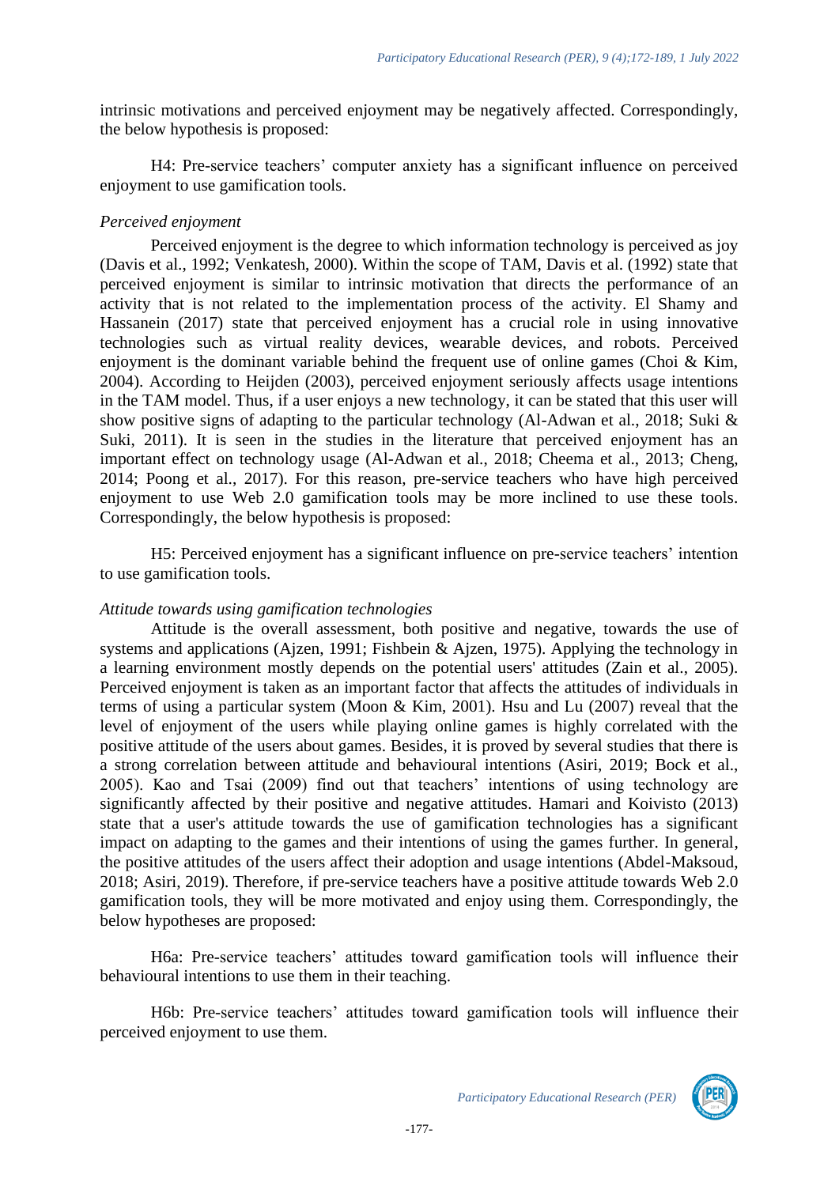intrinsic motivations and perceived enjoyment may be negatively affected. Correspondingly, the below hypothesis is proposed:

H4: Pre-service teachers' computer anxiety has a significant influence on perceived enjoyment to use gamification tools.

*Perceived enjoyment*

Perceived enjoyment is the degree to which information technology is perceived as joy (Davis et al., 1992; Venkatesh, 2000). Within the scope of TAM, Davis et al. (1992) state that perceived enjoyment is similar to intrinsic motivation that directs the performance of an activity that is not related to the implementation process of the activity. El Shamy and Hassanein (2017) state that perceived enjoyment has a crucial role in using innovative technologies such as virtual reality devices, wearable devices, and robots. Perceived enjoyment is the dominant variable behind the frequent use of online games (Choi & Kim, 2004). According to Heijden (2003), perceived enjoyment seriously affects usage intentions in the TAM model. Thus, if a user enjoys a new technology, it can be stated that this user will show positive signs of adapting to the particular technology (Al-Adwan et al., 2018; Suki & Suki, 2011). It is seen in the studies in the literature that perceived enjoyment has an important effect on technology usage (Al-Adwan et al., 2018; Cheema et al., 2013; Cheng, 2014; Poong et al., 2017). For this reason, pre-service teachers who have high perceived enjoyment to use Web 2.0 gamification tools may be more inclined to use these tools. Correspondingly, the below hypothesis is proposed:

H5: Perceived enjoyment has a significant influence on pre-service teachers' intention to use gamification tools.

*Attitude towards using gamification technologies*

Attitude is the overall assessment, both positive and negative, towards the use of systems and applications (Ajzen, 1991; Fishbein & Ajzen, 1975). Applying the technology in a learning environment mostly depends on the potential users' attitudes (Zain et al., 2005). Perceived enjoyment is taken as an important factor that affects the attitudes of individuals in terms of using a particular system (Moon & Kim, 2001). Hsu and Lu (2007) reveal that the level of enjoyment of the users while playing online games is highly correlated with the positive attitude of the users about games. Besides, it is proved by several studies that there is a strong correlation between attitude and behavioural intentions (Asiri, 2019; Bock et al., 2005). Kao and Tsai (2009) find out that teachers' intentions of using technology are significantly affected by their positive and negative attitudes. Hamari and Koivisto (2013) state that a user's attitude towards the use of gamification technologies has a significant impact on adapting to the games and their intentions of using the games further. In general, the positive attitudes of the users affect their adoption and usage intentions (Abdel-Maksoud, 2018; Asiri, 2019). Therefore, if pre-service teachers have a positive attitude towards Web 2.0 gamification tools, they will be more motivated and enjoy using them. Correspondingly, the below hypotheses are proposed:

H6a: Pre-service teachers' attitudes toward gamification tools will influence their behavioural intentions to use them in their teaching.

H6b: Pre-service teachers' attitudes toward gamification tools will influence their perceived enjoyment to use them.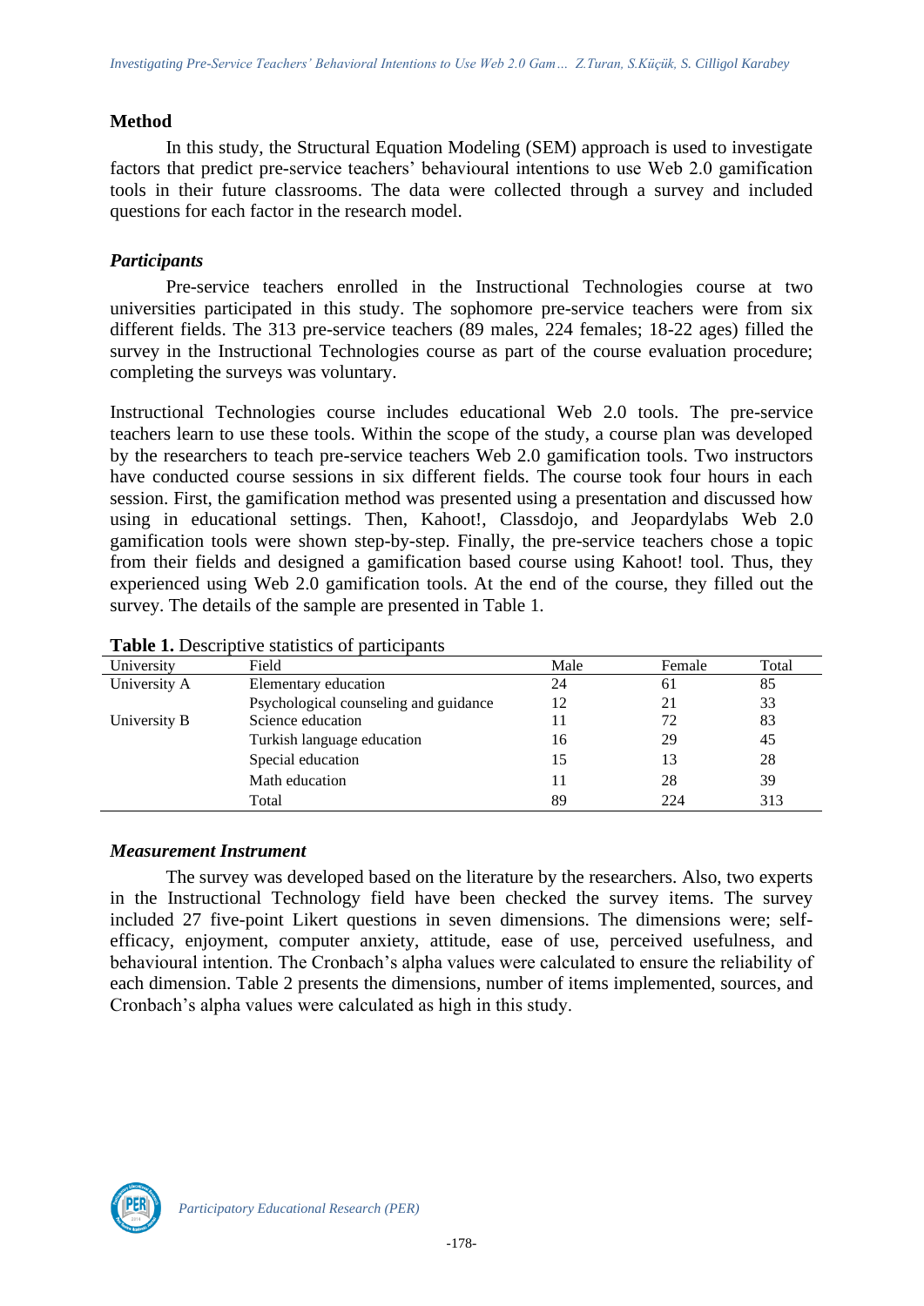## Method

In this study, the Structural Equation Modeling (SEM) approach is used to investigate factors that predict pre-service teachers' behavioural intentions to use Web 2.0 gamification tools in their future classrooms. The data were collected through a survey and included questions for each factor in the research model.

### *Participants*

Pre-service teachers enrolled in the Instructional Technologies course at two universities participated in this study. The sophomore pre-service teachers were from six different fields. The 313 pre-service teachers (89 males, 224 females; 18-22 ages) filled the survey in the Instructional Technologies course as part of the course evaluation procedure; completing the surveys was voluntary.

Instructional Technologies course includes educational Web 2.0 tools. The pre-service teachers learn to use these tools. Within the scope of the study, a course plan was developed by the researchers to teach pre-service teachers Web 2.0 gamification tools. Two instructors have conducted course sessions in six different fields. The course took four hours in each session. First, the gamification method was presented using a presentation and discussed how using in educational settings. Then, Kahoot!, Classdojo, and Jeopardylabs Web 2.0 gamification tools were shown step-by-step. Finally, the pre-service teachers chose a topic from their fields and designed a gamification based course using Kahoot! tool. Thus, they experienced using Web 2.0 gamification tools. At the end of the course, they filled out the survey. The details of the sample are presented in Table 1.

**Table 1.** Descriptive statistics of participants

| University | Field | Male | Female | Total |
|---|---|---|---|---|
| University A | Elementary education | 24 | 61 | 85 |
| | Psychological counseling and guidance | 12 | 21 | 33 |
| University B | Science education | 11 | 72 | 83 |
| | Turkish language education | 16 | 29 | 45 |
| | Special education | 15 | 13 | 28 |
| | Math education | 11 | 28 | 39 |
| | Total | 89 | 224 | 313 |

### *Measurement Instrument*

The survey was developed based on the literature by the researchers. Also, two experts in the Instructional Technology field have been checked the survey items. The survey included 27 five-point Likert questions in seven dimensions. The dimensions were; self-efficacy, enjoyment, computer anxiety, attitude, ease of use, perceived usefulness, and behavioural intention. The Cronbach's alpha values were calculated to ensure the reliability of each dimension. Table 2 presents the dimensions, number of items implemented, sources, and Cronbach's alpha values were calculated as high in this study.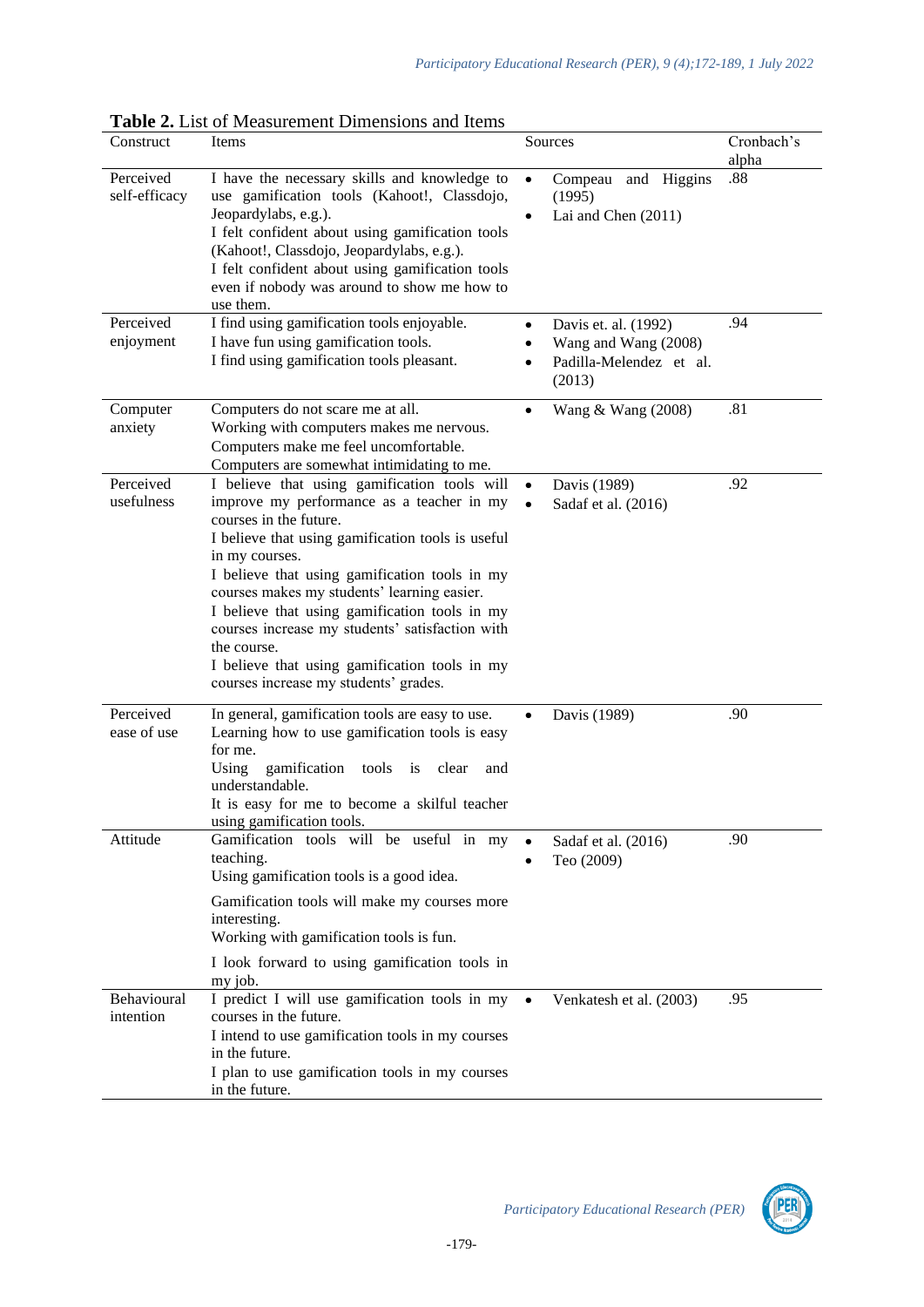**Table 2.** List of Measurement Dimensions and Items

| Construct | Items | Sources | Cronbach's alpha |
|---|---|---|---|
| Perceived self-efficacy | I have the necessary skills and knowledge to use gamification tools (Kahoot!, Classdojo, Jeopardylabs, e.g.).<br>I felt confident about using gamification tools (Kahoot!, Classdojo, Jeopardylabs, e.g.).<br>I felt confident about using gamification tools even if nobody was around to show me how to use them. | • Compeau and Higgins (1995)<br>• Lai and Chen (2011) | .88 |
| Perceived enjoyment | I find using gamification tools enjoyable.<br>I have fun using gamification tools.<br>I find using gamification tools pleasant. | • Davis et. al. (1992)<br>• Wang and Wang (2008)<br>• Padilla-Melendez et al. (2013) | .94 |
| Computer anxiety | Computers do not scare me at all.<br>Working with computers makes me nervous.<br>Computers make me feel uncomfortable.<br>Computers are somewhat intimidating to me. | • Wang & Wang (2008) | .81 |
| Perceived usefulness | I believe that using gamification tools will improve my performance as a teacher in my courses in the future.<br>I believe that using gamification tools is useful in my courses.<br>I believe that using gamification tools in my courses makes my students' learning easier.<br>I believe that using gamification tools in my courses increase my students' satisfaction with the course.<br>I believe that using gamification tools in my courses increase my students' grades. | • Davis (1989)<br>• Sadaf et al. (2016) | .92 |
| Perceived ease of use | In general, gamification tools are easy to use.<br>Learning how to use gamification tools is easy for me.<br>Using gamification tools is clear and understandable.<br>It is easy for me to become a skilful teacher using gamification tools. | • Davis (1989) | .90 |
| Attitude | Gamification tools will be useful in my teaching.<br>Using gamification tools is a good idea.<br>Gamification tools will make my courses more interesting.<br>Working with gamification tools is fun.<br>I look forward to using gamification tools in my job. | • Sadaf et al. (2016)<br>• Teo (2009) | .90 |
| Behavioural intention | I predict I will use gamification tools in my courses in the future.<br>I intend to use gamification tools in my courses in the future.<br>I plan to use gamification tools in my courses in the future. | • Venkatesh et al. (2003) | .95 |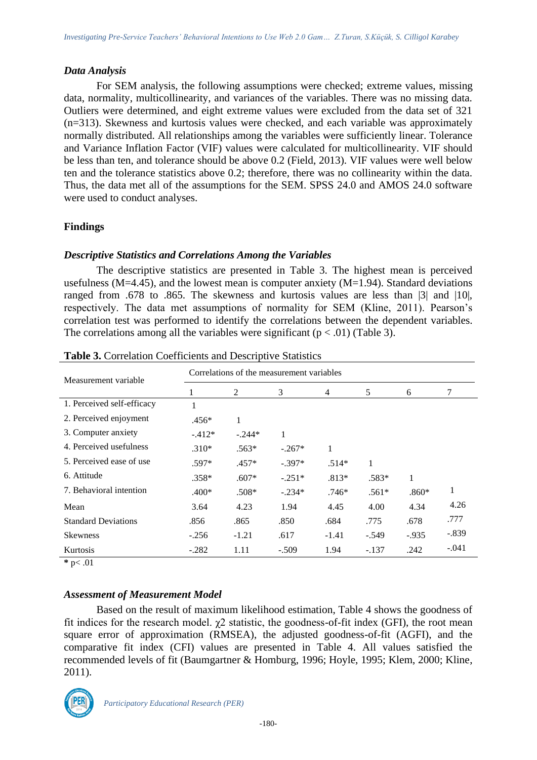### *Data Analysis*

For SEM analysis, the following assumptions were checked; extreme values, missing data, normality, multicollinearity, and variances of the variables. There was no missing data. Outliers were determined, and eight extreme values were excluded from the data set of 321 (n=313). Skewness and kurtosis values were checked, and each variable was approximately normally distributed. All relationships among the variables were sufficiently linear. Tolerance and Variance Inflation Factor (VIF) values were calculated for multicollinearity. VIF should be less than ten, and tolerance should be above 0.2 (Field, 2013). VIF values were well below ten and the tolerance statistics above 0.2; therefore, there was no collinearity within the data. Thus, the data met all of the assumptions for the SEM. SPSS 24.0 and AMOS 24.0 software were used to conduct analyses.

## Findings

### *Descriptive Statistics and Correlations Among the Variables*

The descriptive statistics are presented in Table 3. The highest mean is perceived usefulness (M=4.45), and the lowest mean is computer anxiety (M=1.94). Standard deviations ranged from .678 to .865. The skewness and kurtosis values are less than |3| and |10|, respectively. The data met assumptions of normality for SEM (Kline, 2011). Pearson's correlation test was performed to identify the correlations between the dependent variables. The correlations among all the variables were significant ($p < .01$) (Table 3).

**Table 3.** Correlation Coefficients and Descriptive Statistics

| Measurement variable | Correlations of the measurement variables | | | | | | |
|---|---|---|---|---|---|---|---|
| | 1 | 2 | 3 | 4 | 5 | 6 | 7 |
| 1. Perceived self-efficacy | 1 | | | | | | |
| 2. Perceived enjoyment | .456* | 1 | | | | | |
| 3. Computer anxiety | -.412* | -.244* | 1 | | | | |
| 4. Perceived usefulness | .310* | .563* | -.267* | 1 | | | |
| 5. Perceived ease of use | .597* | .457* | -.397* | .514* | 1 | | |
| 6. Attitude | .358* | .607* | -.251* | .813* | .583* | 1 | |
| 7. Behavioral intention | .400* | .508* | -.234* | .746* | .561* | .860* | 1 |
| Mean | 3.64 | 4.23 | 1.94 | 4.45 | 4.00 | 4.34 | 4.26 |
| Standard Deviations | .856 | .865 | .850 | .684 | .775 | .678 | .777 |
| Skewness | -.256 | -1.21 | .617 | -1.41 | -.549 | -.935 | -.839 |
| Kurtosis | -.282 | 1.11 | -.509 | 1.94 | -.137 | .242 | -.041 |

**\*** $p< .01$

### *Assessment of Measurement Model*

Based on the result of maximum likelihood estimation, Table 4 shows the goodness of fit indices for the research model. $\chi 2$ statistic, the goodness-of-fit index (GFI), the root mean square error of approximation (RMSEA), the adjusted goodness-of-fit (AGFI), and the comparative fit index (CFI) values are presented in Table 4. All values satisfied the recommended levels of fit (Baumgartner & Homburg, 1996; Hoyle, 1995; Klem, 2000; Kline, 2011).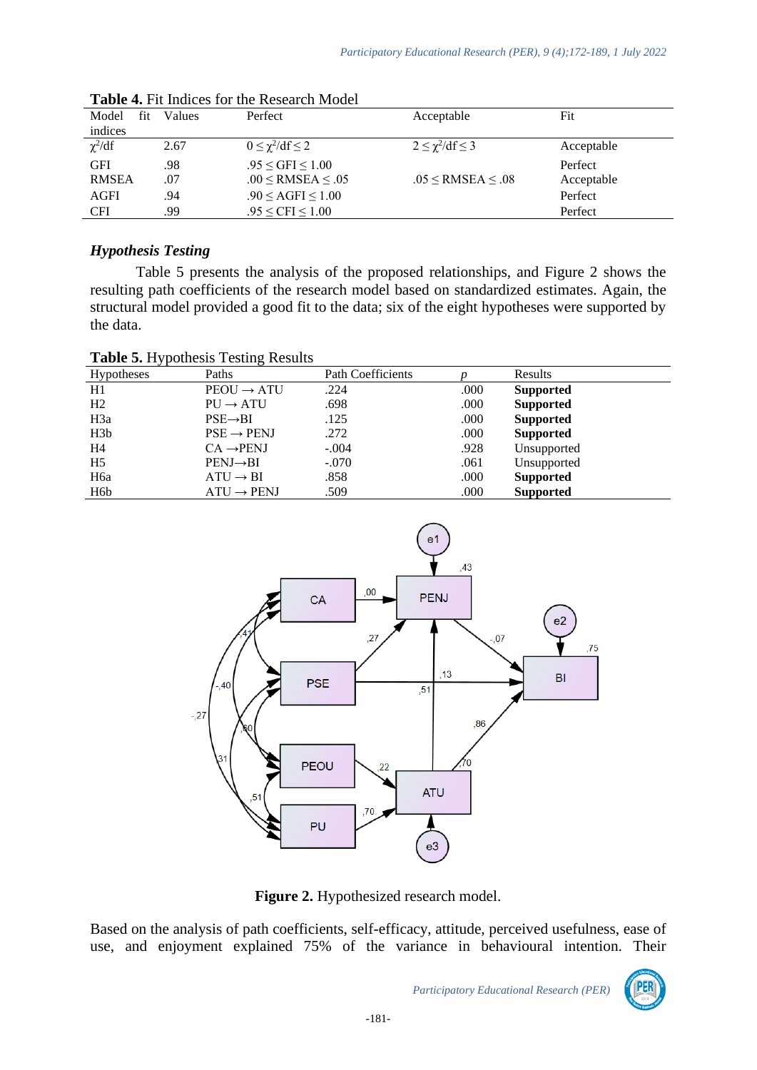**Table 4.** Fit Indices for the Research Model

| Model fit indices | Values | Perfect | Acceptable | Fit |
|---|---|---|---|---|
| $\chi^2$/df | 2.67 | $0 \leq \chi^2/df \leq 2$ | $2 \leq \chi^2/df \leq 3$ | Acceptable |
| GFI | .98 | $.95 \leq GFI \leq 1.00$ | | Perfect |
| RMSEA | .07 | $.00 \leq RMSEA \leq .05$ | $.05 \leq RMSEA \leq .08$ | Acceptable |
| AGFI | .94 | $.90 \leq AGFI \leq 1.00$ | | Perfect |
| CFI | .99 | $.95 \leq CFI \leq 1.00$ | | Perfect |

### *Hypothesis Testing*

Table 5 presents the analysis of the proposed relationships, and Figure 2 shows the resulting path coefficients of the research model based on standardized estimates. Again, the structural model provided a good fit to the data; six of the eight hypotheses were supported by the data.

**Table 5.** Hypothesis Testing Results

| Hypotheses | Paths | Path Coefficients | *p* | Results |
|---|---|---|---|---|
| H1 | PEOU → ATU | .224 | .000 | **Supported** |
| H2 | PU → ATU | .698 | .000 | **Supported** |
| H3a | PSE→BI | .125 | .000 | **Supported** |
| H3b | PSE → PENJ | .272 | .000 | **Supported** |
| H4 | CA →PENJ | -.004 | .928 | Unsupported |
| H5 | PENJ→BI | -.070 | .061 | Unsupported |
| H6a | ATU → BI | .858 | .000 | **Supported** |
| H6b | ATU → PENJ | .509 | .000 | **Supported** |

**Figure 2.** Hypothesized research model.

Based on the analysis of path coefficients, self-efficacy, attitude, perceived usefulness, ease of use, and enjoyment explained 75% of the variance in behavioural intention. Their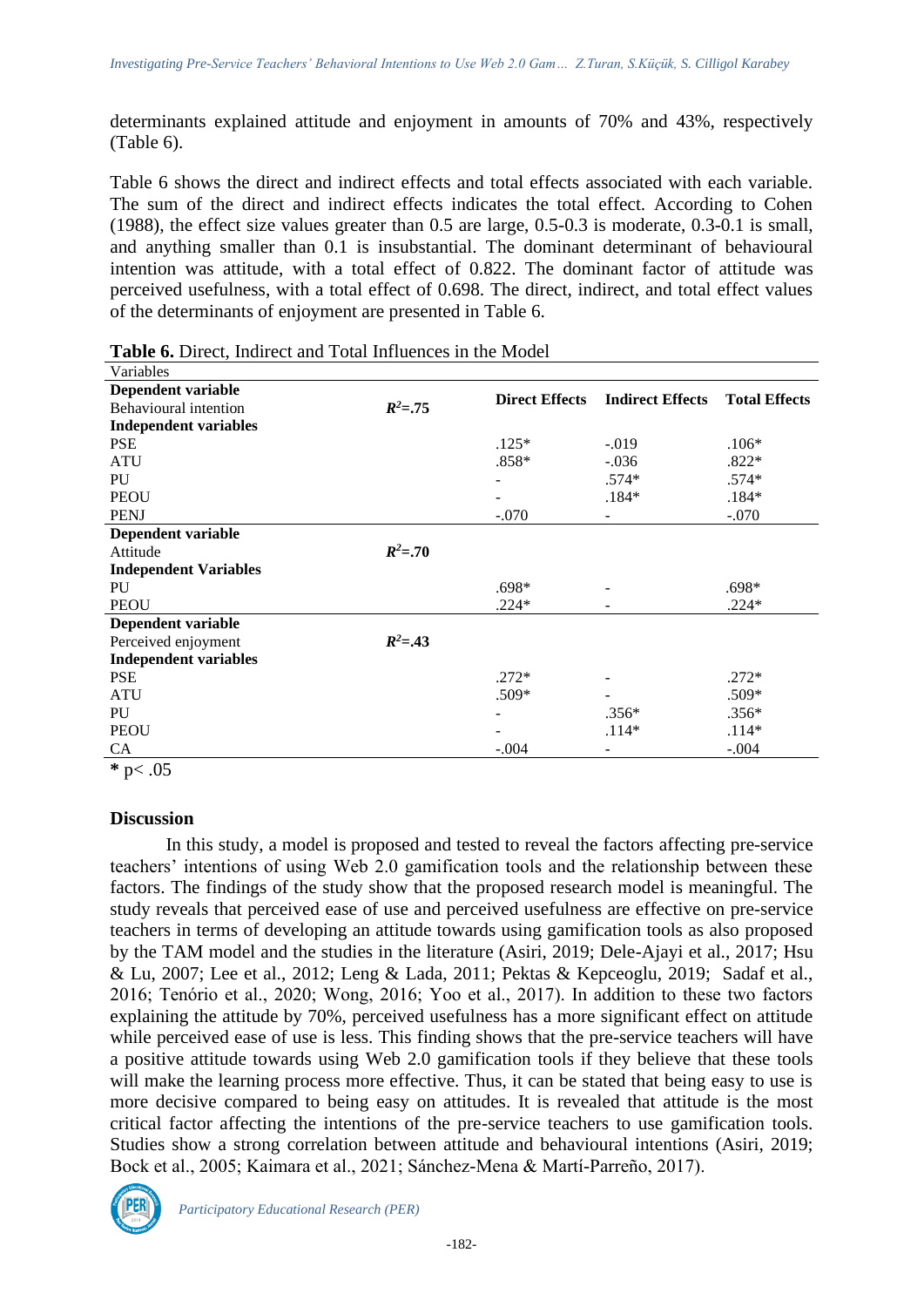determinants explained attitude and enjoyment in amounts of 70% and 43%, respectively (Table 6).

Table 6 shows the direct and indirect effects and total effects associated with each variable. The sum of the direct and indirect effects indicates the total effect. According to Cohen (1988), the effect size values greater than 0.5 are large, 0.5-0.3 is moderate, 0.3-0.1 is small, and anything smaller than 0.1 is insubstantial. The dominant determinant of behavioural intention was attitude, with a total effect of 0.822. The dominant factor of attitude was perceived usefulness, with a total effect of 0.698. The direct, indirect, and total effect values of the determinants of enjoyment are presented in Table 6.

**Table 6.** Direct, Indirect and Total Influences in the Model

| Variables | | | | |
|---|---|---|---|---|
| **Dependent variable** Behavioural intention | $R^2$=.75 | **Direct Effects** | **Indirect Effects** | **Total Effects** |
| **Independent variables** | | | | |
| PSE | | .125* | -.019 | .106* |
| ATU | | .858* | -.036 | .822* |
| PU | | - | .574* | .574* |
| PEOU | | - | .184* | .184* |
| PENJ | | -.070 | - | -.070 |
| **Dependent variable** Attitude | $R^2$=.70 | | | |
| **Independent Variables** | | | | |
| PU | | .698* | - | .698* |
| PEOU | | .224* | - | .224* |
| **Dependent variable** Perceived enjoyment | $R^2$=.43 | | | |
| **Independent variables** | | | | |
| PSE | | .272* | - | .272* |
| ATU | | .509* | - | .509* |
| PU | | - | .356* | .356* |
| PEOU | | - | .114* | .114* |
| CA | | -.004 | - | -.004 |

**\*** $p< .05$

## Discussion

In this study, a model is proposed and tested to reveal the factors affecting pre-service teachers' intentions of using Web 2.0 gamification tools and the relationship between these factors. The findings of the study show that the proposed research model is meaningful. The study reveals that perceived ease of use and perceived usefulness are effective on pre-service teachers in terms of developing an attitude towards using gamification tools as also proposed by the TAM model and the studies in the literature (Asiri, 2019; Dele-Ajayi et al., 2017; Hsu & Lu, 2007; Lee et al., 2012; Leng & Lada, 2011; Pektas & Kepceoglu, 2019; Sadaf et al., 2016; Tenório et al., 2020; Wong, 2016; Yoo et al., 2017). In addition to these two factors explaining the attitude by 70%, perceived usefulness has a more significant effect on attitude while perceived ease of use is less. This finding shows that the pre-service teachers will have a positive attitude towards using Web 2.0 gamification tools if they believe that these tools will make the learning process more effective. Thus, it can be stated that being easy to use is more decisive compared to being easy on attitudes. It is revealed that attitude is the most critical factor affecting the intentions of the pre-service teachers to use gamification tools. Studies show a strong correlation between attitude and behavioural intentions (Asiri, 2019; Bock et al., 2005; Kaimara et al., 2021; Sánchez-Mena & Martí-Parreño, 2017).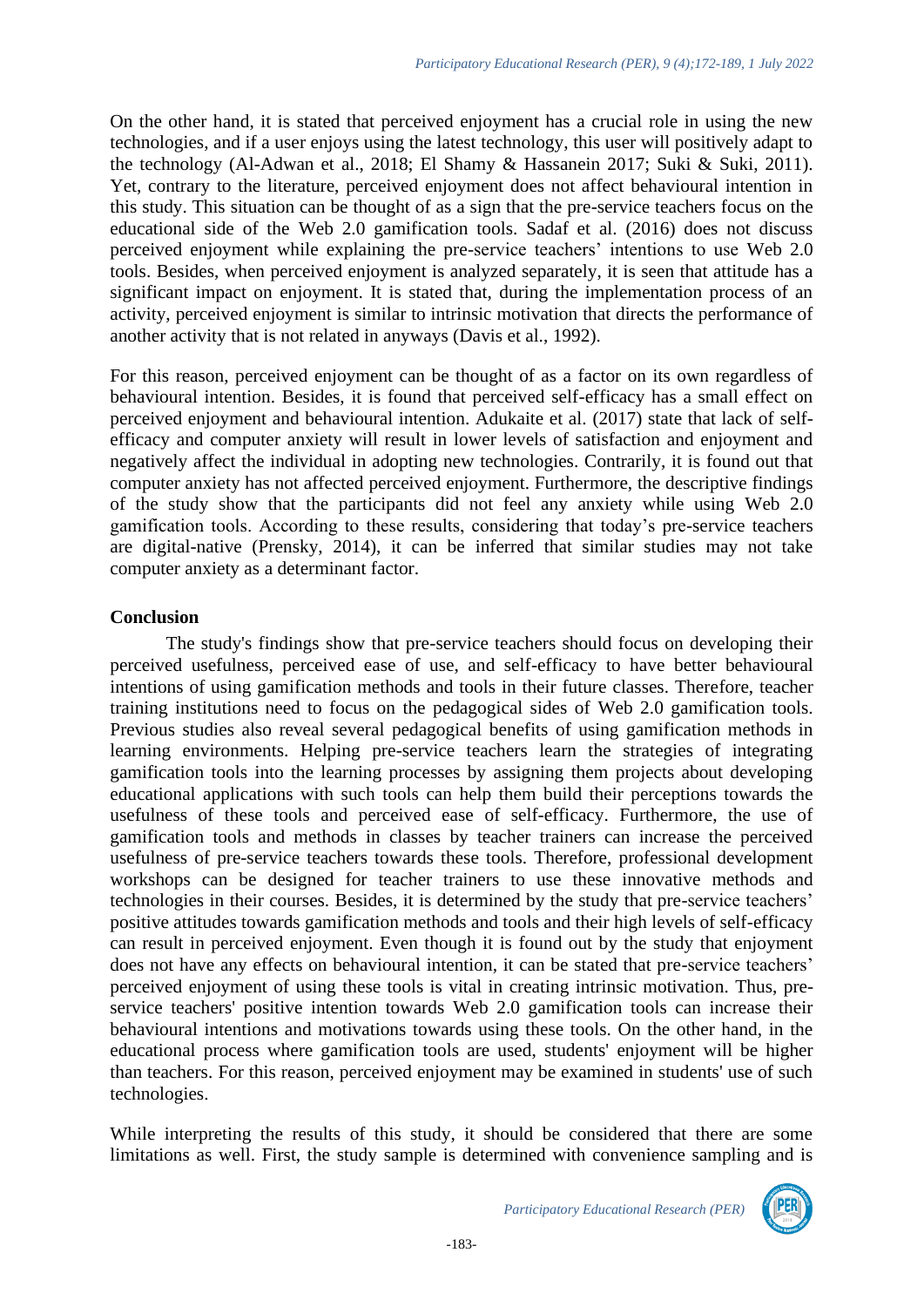On the other hand, it is stated that perceived enjoyment has a crucial role in using the new technologies, and if a user enjoys using the latest technology, this user will positively adapt to the technology (Al-Adwan et al., 2018; El Shamy & Hassanein 2017; Suki & Suki, 2011). Yet, contrary to the literature, perceived enjoyment does not affect behavioural intention in this study. This situation can be thought of as a sign that the pre-service teachers focus on the educational side of the Web 2.0 gamification tools. Sadaf et al. (2016) does not discuss perceived enjoyment while explaining the pre-service teachers' intentions to use Web 2.0 tools. Besides, when perceived enjoyment is analyzed separately, it is seen that attitude has a significant impact on enjoyment. It is stated that, during the implementation process of an activity, perceived enjoyment is similar to intrinsic motivation that directs the performance of another activity that is not related in anyways (Davis et al., 1992).

For this reason, perceived enjoyment can be thought of as a factor on its own regardless of behavioural intention. Besides, it is found that perceived self-efficacy has a small effect on perceived enjoyment and behavioural intention. Adukaite et al. (2017) state that lack of self-efficacy and computer anxiety will result in lower levels of satisfaction and enjoyment and negatively affect the individual in adopting new technologies. Contrarily, it is found out that computer anxiety has not affected perceived enjoyment. Furthermore, the descriptive findings of the study show that the participants did not feel any anxiety while using Web 2.0 gamification tools. According to these results, considering that today's pre-service teachers are digital-native (Prensky, 2014), it can be inferred that similar studies may not take computer anxiety as a determinant factor.

## Conclusion

The study's findings show that pre-service teachers should focus on developing their perceived usefulness, perceived ease of use, and self-efficacy to have better behavioural intentions of using gamification methods and tools in their future classes. Therefore, teacher training institutions need to focus on the pedagogical sides of Web 2.0 gamification tools. Previous studies also reveal several pedagogical benefits of using gamification methods in learning environments. Helping pre-service teachers learn the strategies of integrating gamification tools into the learning processes by assigning them projects about developing educational applications with such tools can help them build their perceptions towards the usefulness of these tools and perceived ease of self-efficacy. Furthermore, the use of gamification tools and methods in classes by teacher trainers can increase the perceived usefulness of pre-service teachers towards these tools. Therefore, professional development workshops can be designed for teacher trainers to use these innovative methods and technologies in their courses. Besides, it is determined by the study that pre-service teachers' positive attitudes towards gamification methods and tools and their high levels of self-efficacy can result in perceived enjoyment. Even though it is found out by the study that enjoyment does not have any effects on behavioural intention, it can be stated that pre-service teachers' perceived enjoyment of using these tools is vital in creating intrinsic motivation. Thus, pre-service teachers' positive intention towards Web 2.0 gamification tools can increase their behavioural intentions and motivations towards using these tools. On the other hand, in the educational process where gamification tools are used, students' enjoyment will be higher than teachers. For this reason, perceived enjoyment may be examined in students' use of such technologies.

While interpreting the results of this study, it should be considered that there are some limitations as well. First, the study sample is determined with convenience sampling and is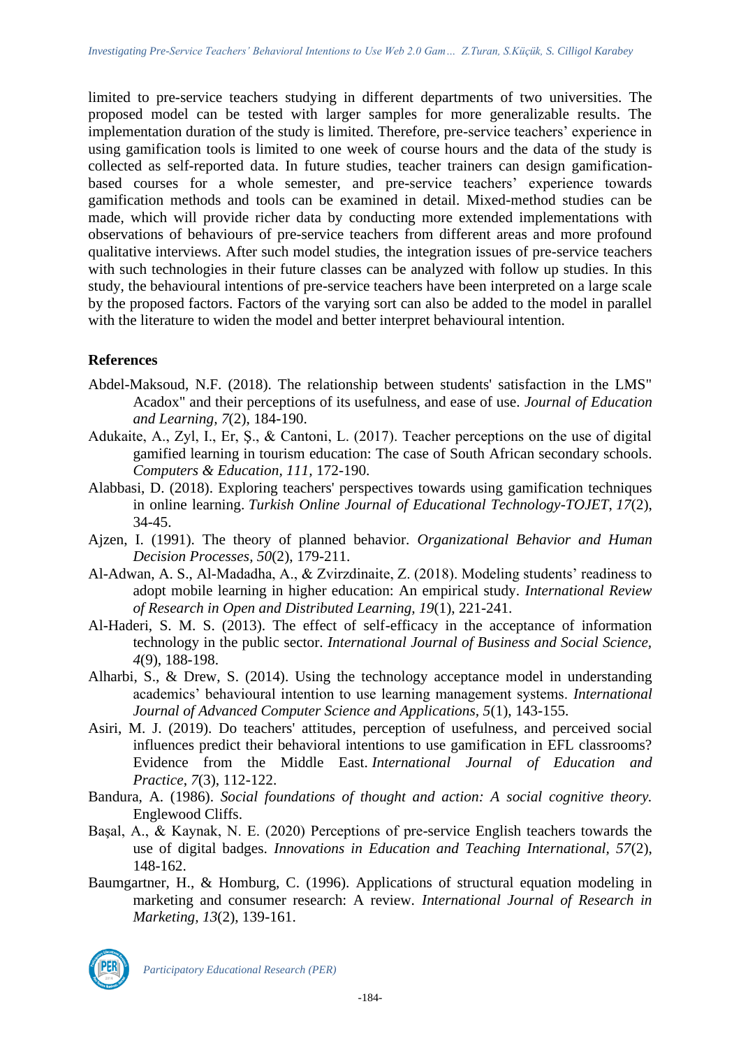limited to pre-service teachers studying in different departments of two universities. The proposed model can be tested with larger samples for more generalizable results. The implementation duration of the study is limited. Therefore, pre-service teachers' experience in using gamification tools is limited to one week of course hours and the data of the study is collected as self-reported data. In future studies, teacher trainers can design gamification-based courses for a whole semester, and pre-service teachers' experience towards gamification methods and tools can be examined in detail. Mixed-method studies can be made, which will provide richer data by conducting more extended implementations with observations of behaviours of pre-service teachers from different areas and more profound qualitative interviews. After such model studies, the integration issues of pre-service teachers with such technologies in their future classes can be analyzed with follow up studies. In this study, the behavioural intentions of pre-service teachers have been interpreted on a large scale by the proposed factors. Factors of the varying sort can also be added to the model in parallel with the literature to widen the model and better interpret behavioural intention.

## References

Abdel-Maksoud, N.F. (2018). The relationship between students' satisfaction in the LMS" Acadox" and their perceptions of its usefulness, and ease of use. *Journal of Education and Learning, 7*(2), 184-190.

Adukaite, A., Zyl, I., Er, Ş., & Cantoni, L. (2017). Teacher perceptions on the use of digital gamified learning in tourism education: The case of South African secondary schools. *Computers & Education, 111,* 172-190.

Alabbasi, D. (2018). Exploring teachers' perspectives towards using gamification techniques in online learning. *Turkish Online Journal of Educational Technology-TOJET, 17*(2), 34-45.

Ajzen, I. (1991). The theory of planned behavior. *Organizational Behavior and Human Decision Processes, 50*(2), 179-211.

Al-Adwan, A. S., Al-Madadha, A., & Zvirzdinaite, Z. (2018). Modeling students' readiness to adopt mobile learning in higher education: An empirical study. *International Review of Research in Open and Distributed Learning, 19*(1), 221-241.

Al-Haderi, S. M. S. (2013). The effect of self-efficacy in the acceptance of information technology in the public sector. *International Journal of Business and Social Science, 4*(9), 188-198.

Alharbi, S., & Drew, S. (2014). Using the technology acceptance model in understanding academics' behavioural intention to use learning management systems. *International Journal of Advanced Computer Science and Applications, 5*(1), 143-155.

Asiri, M. J. (2019). Do teachers' attitudes, perception of usefulness, and perceived social influences predict their behavioral intentions to use gamification in EFL classrooms? Evidence from the Middle East. *International Journal of Education and Practice, 7*(3), 112-122.

Bandura, A. (1986). *Social foundations of thought and action: A social cognitive theory.* Englewood Cliffs.

Başal, A., & Kaynak, N. E. (2020) Perceptions of pre-service English teachers towards the use of digital badges. *Innovations in Education and Teaching International, 57*(2), 148-162.

Baumgartner, H., & Homburg, C. (1996). Applications of structural equation modeling in marketing and consumer research: A review. *International Journal of Research in Marketing, 13*(2), 139-161.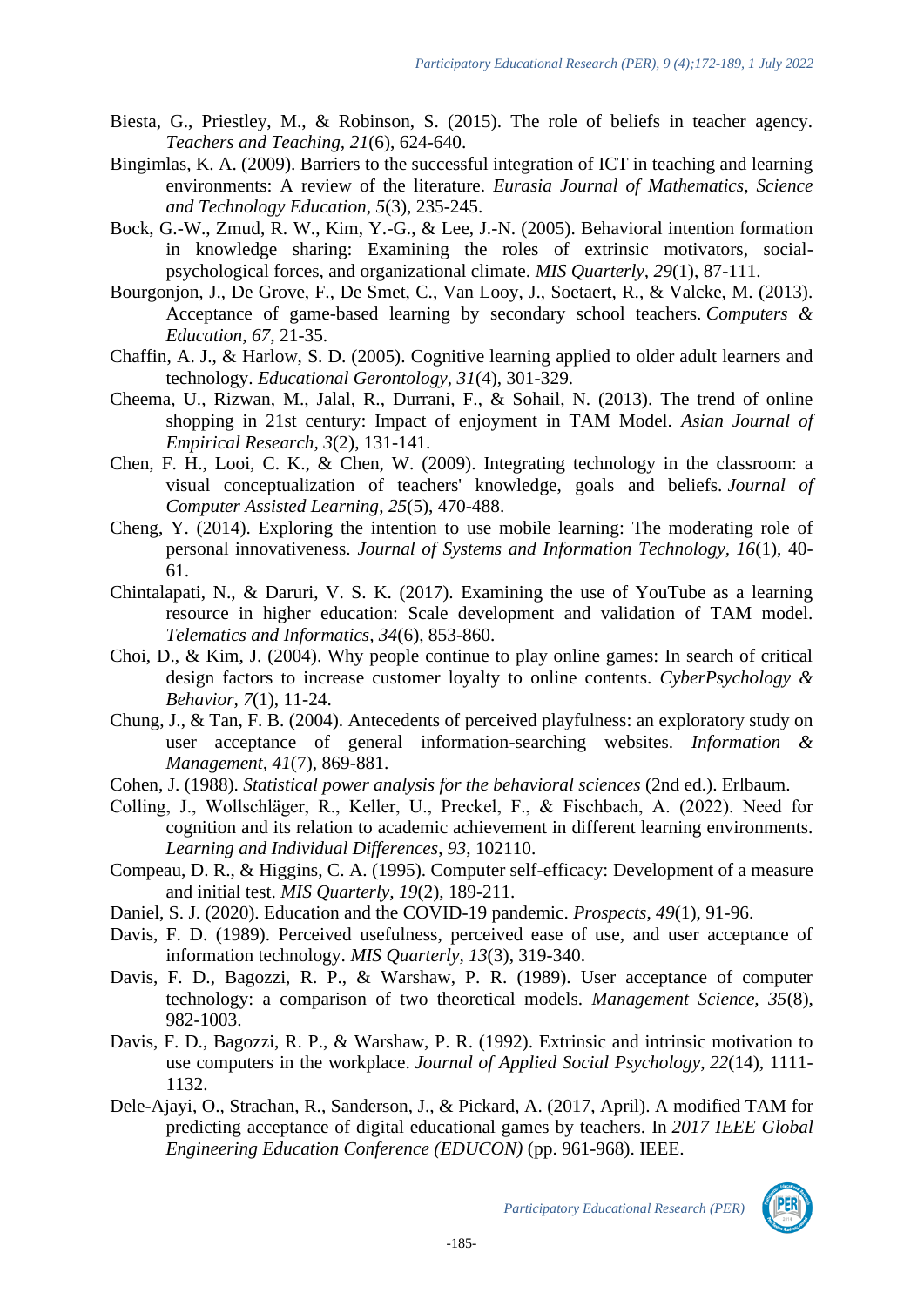Biesta, G., Priestley, M., & Robinson, S. (2015). The role of beliefs in teacher agency. *Teachers and Teaching*, *21*(6), 624-640.

Bingimlas, K. A. (2009). Barriers to the successful integration of ICT in teaching and learning environments: A review of the literature. *Eurasia Journal of Mathematics, Science and Technology Education*, *5*(3), 235-245.

Bock, G.-W., Zmud, R. W., Kim, Y.-G., & Lee, J.-N. (2005). Behavioral intention formation in knowledge sharing: Examining the roles of extrinsic motivators, social-psychological forces, and organizational climate. *MIS Quarterly*, *29*(1), 87-111.

Bourgonjon, J., De Grove, F., De Smet, C., Van Looy, J., Soetaert, R., & Valcke, M. (2013). Acceptance of game-based learning by secondary school teachers. *Computers & Education*, *67*, 21-35.

Chaffin, A. J., & Harlow, S. D. (2005). Cognitive learning applied to older adult learners and technology. *Educational Gerontology*, *31*(4), 301-329.

Cheema, U., Rizwan, M., Jalal, R., Durrani, F., & Sohail, N. (2013). The trend of online shopping in 21st century: Impact of enjoyment in TAM Model. *Asian Journal of Empirical Research*, *3*(2), 131-141.

Chen, F. H., Looi, C. K., & Chen, W. (2009). Integrating technology in the classroom: a visual conceptualization of teachers' knowledge, goals and beliefs. *Journal of Computer Assisted Learning*, *25*(5), 470-488.

Cheng, Y. (2014). Exploring the intention to use mobile learning: The moderating role of personal innovativeness. *Journal of Systems and Information Technology*, *16*(1), 40-61.

Chintalapati, N., & Daruri, V. S. K. (2017). Examining the use of YouTube as a learning resource in higher education: Scale development and validation of TAM model. *Telematics and Informatics*, *34*(6), 853-860.

Choi, D., & Kim, J. (2004). Why people continue to play online games: In search of critical design factors to increase customer loyalty to online contents. *CyberPsychology & Behavior*, *7*(1), 11-24.

Chung, J., & Tan, F. B. (2004). Antecedents of perceived playfulness: an exploratory study on user acceptance of general information-searching websites. *Information & Management*, *41*(7), 869-881.

Cohen, J. (1988). *Statistical power analysis for the behavioral sciences* (2nd ed.). Erlbaum.

Colling, J., Wollschläger, R., Keller, U., Preckel, F., & Fischbach, A. (2022). Need for cognition and its relation to academic achievement in different learning environments. *Learning and Individual Differences*, *93*, 102110.

Compeau, D. R., & Higgins, C. A. (1995). Computer self-efficacy: Development of a measure and initial test. *MIS Quarterly*, *19*(2), 189-211.

Daniel, S. J. (2020). Education and the COVID-19 pandemic. *Prospects*, *49*(1), 91-96.

Davis, F. D. (1989). Perceived usefulness, perceived ease of use, and user acceptance of information technology. *MIS Quarterly*, *13*(3), 319-340.

Davis, F. D., Bagozzi, R. P., & Warshaw, P. R. (1989). User acceptance of computer technology: a comparison of two theoretical models. *Management Science*, *35*(8), 982-1003.

Davis, F. D., Bagozzi, R. P., & Warshaw, P. R. (1992). Extrinsic and intrinsic motivation to use computers in the workplace. *Journal of Applied Social Psychology*, *22*(14), 1111-1132.

Dele-Ajayi, O., Strachan, R., Sanderson, J., & Pickard, A. (2017, April). A modified TAM for predicting acceptance of digital educational games by teachers. In *2017 IEEE Global Engineering Education Conference (EDUCON)* (pp. 961-968). IEEE.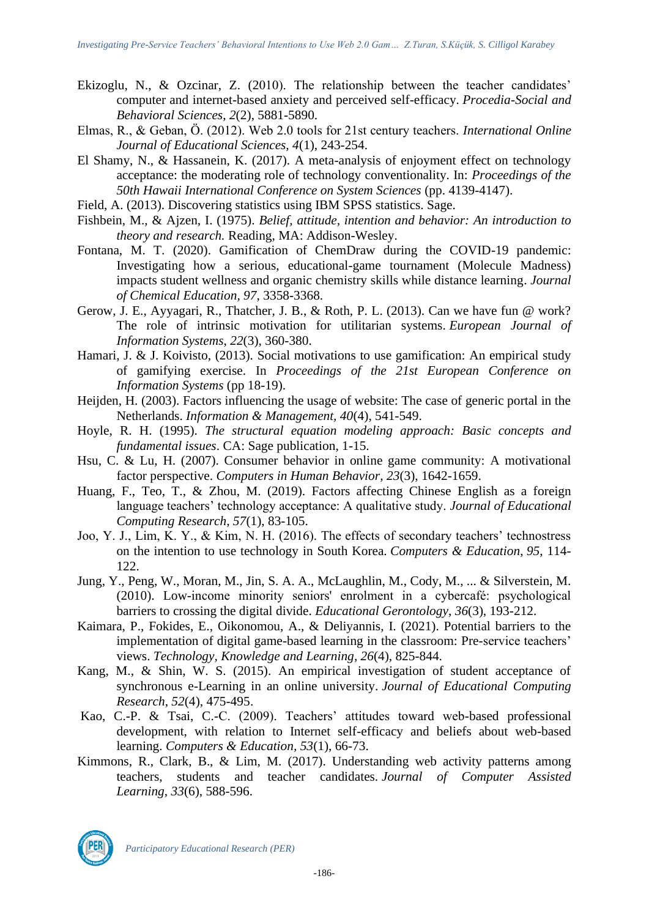Ekizoglu, N., & Ozcinar, Z. (2010). The relationship between the teacher candidates' computer and internet-based anxiety and perceived self-efficacy. *Procedia-Social and Behavioral Sciences*, *2*(2), 5881-5890.

Elmas, R., & Geban, Ö. (2012). Web 2.0 tools for 21st century teachers. *International Online Journal of Educational Sciences, 4*(1), 243-254.

El Shamy, N., & Hassanein, K. (2017). A meta-analysis of enjoyment effect on technology acceptance: the moderating role of technology conventionality. In: *Proceedings of the 50th Hawaii International Conference on System Sciences* (pp. 4139-4147).

Field, A. (2013). Discovering statistics using IBM SPSS statistics. Sage.

Fishbein, M., & Ajzen, I. (1975). *Belief, attitude, intention and behavior: An introduction to theory and research.* Reading, MA: Addison-Wesley.

Fontana, M. T. (2020). Gamification of ChemDraw during the COVID-19 pandemic: Investigating how a serious, educational-game tournament (Molecule Madness) impacts student wellness and organic chemistry skills while distance learning. *Journal of Chemical Education, 97*, 3358-3368.

Gerow, J. E., Ayyagari, R., Thatcher, J. B., & Roth, P. L. (2013). Can we have fun @ work? The role of intrinsic motivation for utilitarian systems. *European Journal of Information Systems*, *22*(3), 360-380.

Hamari, J. & J. Koivisto, (2013). Social motivations to use gamification: An empirical study of gamifying exercise. In *Proceedings of the 21st European Conference on Information Systems* (pp 18-19).

Heijden, H. (2003). Factors influencing the usage of website: The case of generic portal in the Netherlands. *Information & Management, 40*(4), 541-549.

Hoyle, R. H. (1995). *The structural equation modeling approach: Basic concepts and fundamental issues*. CA: Sage publication, 1-15.

Hsu, C. & Lu, H. (2007). Consumer behavior in online game community: A motivational factor perspective. *Computers in Human Behavior, 23*(3), 1642-1659.

Huang, F., Teo, T., & Zhou, M. (2019). Factors affecting Chinese English as a foreign language teachers' technology acceptance: A qualitative study. *Journal of Educational Computing Research, 57*(1), 83-105.

Joo, Y. J., Lim, K. Y., & Kim, N. H. (2016). The effects of secondary teachers' technostress on the intention to use technology in South Korea. *Computers & Education*, *95*, 114-122.

Jung, Y., Peng, W., Moran, M., Jin, S. A. A., McLaughlin, M., Cody, M., ... & Silverstein, M. (2010). Low-income minority seniors' enrolment in a cybercafé: psychological barriers to crossing the digital divide. *Educational Gerontology*, *36*(3), 193-212.

Kaimara, P., Fokides, E., Oikonomou, A., & Deliyannis, I. (2021). Potential barriers to the implementation of digital game-based learning in the classroom: Pre-service teachers' views. *Technology, Knowledge and Learning*, *26*(4), 825-844.

Kang, M., & Shin, W. S. (2015). An empirical investigation of student acceptance of synchronous e-Learning in an online university. *Journal of Educational Computing Research*, *52*(4), 475-495.

Kao, C.-P. & Tsai, C.-C. (2009). Teachers' attitudes toward web-based professional development, with relation to Internet self-efficacy and beliefs about web-based learning. *Computers & Education, 53*(1), 66-73.

Kimmons, R., Clark, B., & Lim, M. (2017). Understanding web activity patterns among teachers, students and teacher candidates. *Journal of Computer Assisted Learning*, *33*(6), 588-596.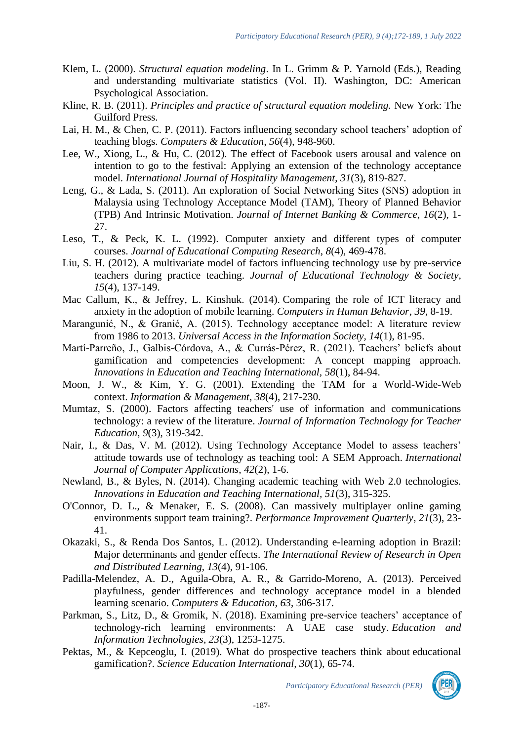Klem, L. (2000). *Structural equation modeling*. In L. Grimm & P. Yarnold (Eds.), Reading and understanding multivariate statistics (Vol. II). Washington, DC: American Psychological Association.

Kline, R. B. (2011). *Principles and practice of structural equation modeling.* New York: The Guilford Press.

Lai, H. M., & Chen, C. P. (2011). Factors influencing secondary school teachers' adoption of teaching blogs. *Computers & Education*, *56*(4), 948-960.

Lee, W., Xiong, L., & Hu, C. (2012). The effect of Facebook users arousal and valence on intention to go to the festival: Applying an extension of the technology acceptance model. *International Journal of Hospitality Management*, *31*(3), 819-827.

Leng, G., & Lada, S. (2011). An exploration of Social Networking Sites (SNS) adoption in Malaysia using Technology Acceptance Model (TAM), Theory of Planned Behavior (TPB) And Intrinsic Motivation. *Journal of Internet Banking & Commerce*, *16*(2), 1-27.

Leso, T., & Peck, K. L. (1992). Computer anxiety and different types of computer courses. *Journal of Educational Computing Research*, *8*(4), 469-478.

Liu, S. H. (2012). A multivariate model of factors influencing technology use by pre-service teachers during practice teaching. *Journal of Educational Technology & Society*, *15*(4), 137-149.

Mac Callum, K., & Jeffrey, L. Kinshuk. (2014). Comparing the role of ICT literacy and anxiety in the adoption of mobile learning. *Computers in Human Behavior*, *39*, 8-19.

Marangunić, N., & Granić, A. (2015). Technology acceptance model: A literature review from 1986 to 2013. *Universal Access in the Information Society*, *14*(1), 81-95.

Martí-Parreño, J., Galbis-Córdova, A., & Currás-Pérez, R. (2021). Teachers' beliefs about gamification and competencies development: A concept mapping approach. *Innovations in Education and Teaching International*, *58*(1), 84-94.

Moon, J. W., & Kim, Y. G. (2001). Extending the TAM for a World-Wide-Web context. *Information & Management*, *38*(4), 217-230.

Mumtaz, S. (2000). Factors affecting teachers' use of information and communications technology: a review of the literature. *Journal of Information Technology for Teacher Education*, *9*(3), 319-342.

Nair, I., & Das, V. M. (2012). Using Technology Acceptance Model to assess teachers' attitude towards use of technology as teaching tool: A SEM Approach. *International Journal of Computer Applications*, *42*(2), 1-6.

Newland, B., & Byles, N. (2014). Changing academic teaching with Web 2.0 technologies. *Innovations in Education and Teaching International*, *51*(3), 315-325.

O'Connor, D. L., & Menaker, E. S. (2008). Can massively multiplayer online gaming environments support team training?. *Performance Improvement Quarterly*, *21*(3), 23-41.

Okazaki, S., & Renda Dos Santos, L. (2012). Understanding e-learning adoption in Brazil: Major determinants and gender effects. *The International Review of Research in Open and Distributed Learning*, *13*(4), 91-106.

Padilla-Melendez, A. D., Aguila-Obra, A. R., & Garrido-Moreno, A. (2013). Perceived playfulness, gender differences and technology acceptance model in a blended learning scenario. *Computers & Education*, *63*, 306-317.

Parkman, S., Litz, D., & Gromik, N. (2018). Examining pre-service teachers' acceptance of technology-rich learning environments: A UAE case study. *Education and Information Technologies*, *23*(3), 1253-1275.

Pektas, M., & Kepceoglu, I. (2019). What do prospective teachers think about educational gamification?. *Science Education International*, *30*(1), 65-74.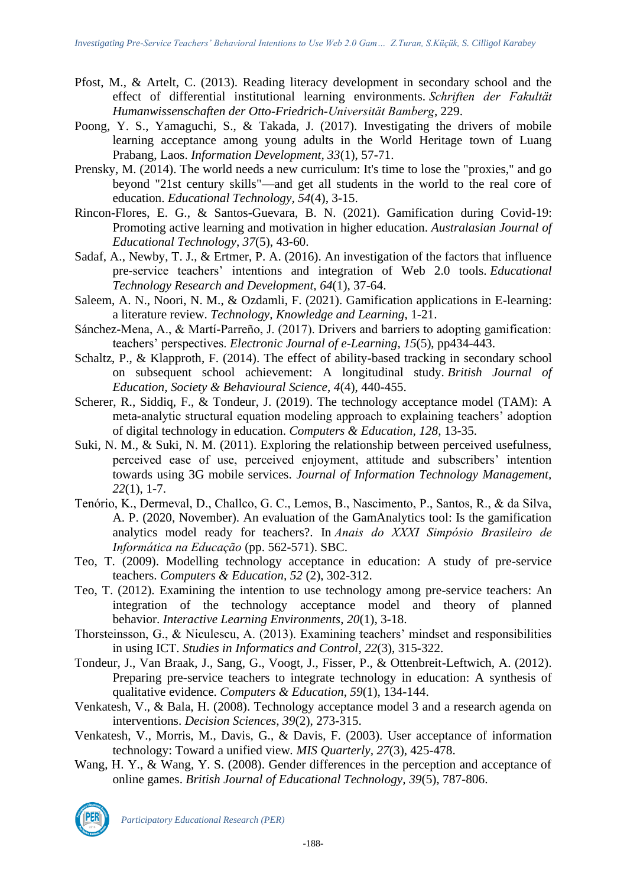Pfost, M., & Artelt, C. (2013). Reading literacy development in secondary school and the effect of differential institutional learning environments. *Schriften der Fakultät Humanwissenschaften der Otto-Friedrich-Universität Bamberg*, 229.

Poong, Y. S., Yamaguchi, S., & Takada, J. (2017). Investigating the drivers of mobile learning acceptance among young adults in the World Heritage town of Luang Prabang, Laos. *Information Development, 33*(1), 57-71.

Prensky, M. (2014). The world needs a new curriculum: It's time to lose the "proxies," and go beyond "21st century skills"—and get all students in the world to the real core of education. *Educational Technology, 54*(4), 3-15.

Rincon-Flores, E. G., & Santos-Guevara, B. N. (2021). Gamification during Covid-19: Promoting active learning and motivation in higher education. *Australasian Journal of Educational Technology*, *37*(5), 43-60.

Sadaf, A., Newby, T. J., & Ertmer, P. A. (2016). An investigation of the factors that influence pre-service teachers' intentions and integration of Web 2.0 tools. *Educational Technology Research and Development, 64*(1), 37-64.

Saleem, A. N., Noori, N. M., & Ozdamli, F. (2021). Gamification applications in E-learning: a literature review. *Technology, Knowledge and Learning*, 1-21.

Sánchez-Mena, A., & Martí-Parreño, J. (2017). Drivers and barriers to adopting gamification: teachers' perspectives. *Electronic Journal of e-Learning*, *15*(5), pp434-443.

Schaltz, P., & Klapproth, F. (2014). The effect of ability-based tracking in secondary school on subsequent school achievement: A longitudinal study. *British Journal of Education, Society & Behavioural Science*, *4*(4), 440-455.

Scherer, R., Siddiq, F., & Tondeur, J. (2019). The technology acceptance model (TAM): A meta-analytic structural equation modeling approach to explaining teachers' adoption of digital technology in education. *Computers & Education, 128*, 13-35.

Suki, N. M., & Suki, N. M. (2011). Exploring the relationship between perceived usefulness, perceived ease of use, perceived enjoyment, attitude and subscribers' intention towards using 3G mobile services. *Journal of Information Technology Management, 22*(1), 1-7.

Tenório, K., Dermeval, D., Challco, G. C., Lemos, B., Nascimento, P., Santos, R., & da Silva, A. P. (2020, November). An evaluation of the GamAnalytics tool: Is the gamification analytics model ready for teachers?. In *Anais do XXXI Simpósio Brasileiro de Informática na Educação* (pp. 562-571). SBC.

Teo, T. (2009). Modelling technology acceptance in education: A study of pre-service teachers. *Computers & Education, 52* (2), 302-312.

Teo, T. (2012). Examining the intention to use technology among pre-service teachers: An integration of the technology acceptance model and theory of planned behavior. *Interactive Learning Environments, 20*(1), 3-18.

Thorsteinsson, G., & Niculescu, A. (2013). Examining teachers' mindset and responsibilities in using ICT. *Studies in Informatics and Control, 22*(3), 315-322.

Tondeur, J., Van Braak, J., Sang, G., Voogt, J., Fisser, P., & Ottenbreit-Leftwich, A. (2012). Preparing pre-service teachers to integrate technology in education: A synthesis of qualitative evidence. *Computers & Education*, *59*(1), 134-144.

Venkatesh, V., & Bala, H. (2008). Technology acceptance model 3 and a research agenda on interventions. *Decision Sciences, 39*(2), 273-315.

Venkatesh, V., Morris, M., Davis, G., & Davis, F. (2003). User acceptance of information technology: Toward a unified view. *MIS Quarterly*, *27*(3), 425-478.

Wang, H. Y., & Wang, Y. S. (2008). Gender differences in the perception and acceptance of online games. *British Journal of Educational Technology, 39*(5), 787-806.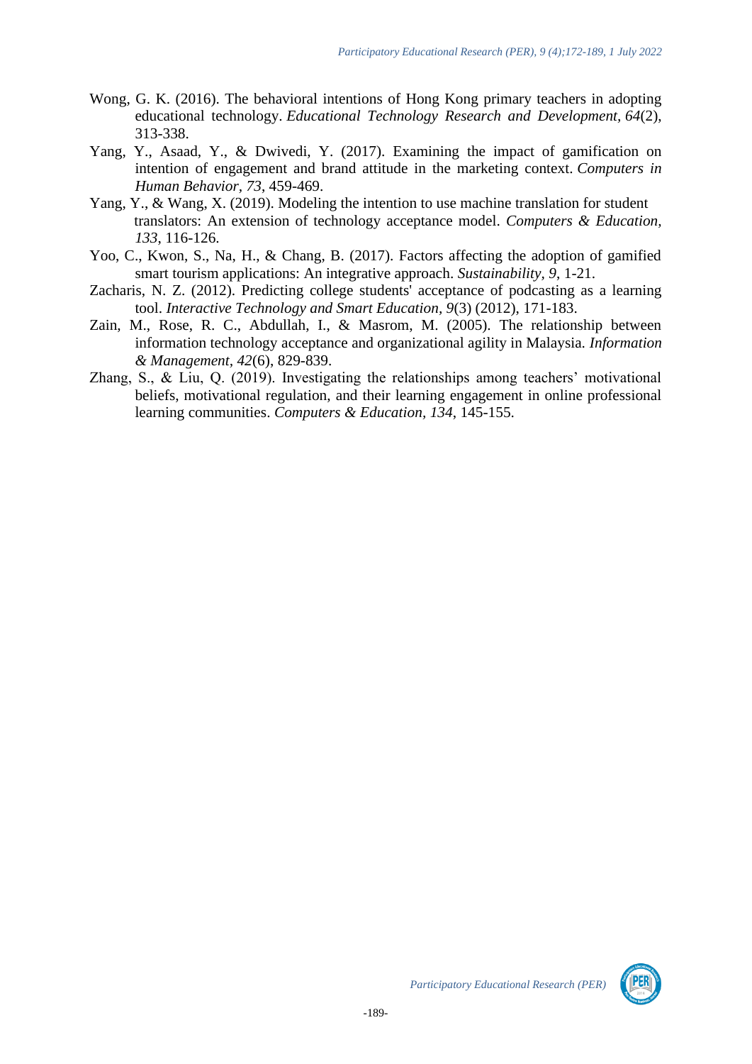Wong, G. K. (2016). The behavioral intentions of Hong Kong primary teachers in adopting educational technology. *Educational Technology Research and Development*, *64*(2), 313-338.

Yang, Y., Asaad, Y., & Dwivedi, Y. (2017). Examining the impact of gamification on intention of engagement and brand attitude in the marketing context. *Computers in Human Behavior*, *73*, 459-469.

Yang, Y., & Wang, X. (2019). Modeling the intention to use machine translation for student translators: An extension of technology acceptance model. *Computers & Education, 133,* 116-126.

Yoo, C., Kwon, S., Na, H., & Chang, B. (2017). Factors affecting the adoption of gamified smart tourism applications: An integrative approach. *Sustainability, 9*, 1-21.

Zacharis, N. Z. (2012). Predicting college students' acceptance of podcasting as a learning tool. *Interactive Technology and Smart Education, 9*(3) (2012), 171-183.

Zain, M., Rose, R. C., Abdullah, I., & Masrom, M. (2005). The relationship between information technology acceptance and organizational agility in Malaysia. *Information & Management*, *42*(6), 829-839.

Zhang, S., & Liu, Q. (2019). Investigating the relationships among teachers' motivational beliefs, motivational regulation, and their learning engagement in online professional learning communities. *Computers & Education, 134*, 145-155.